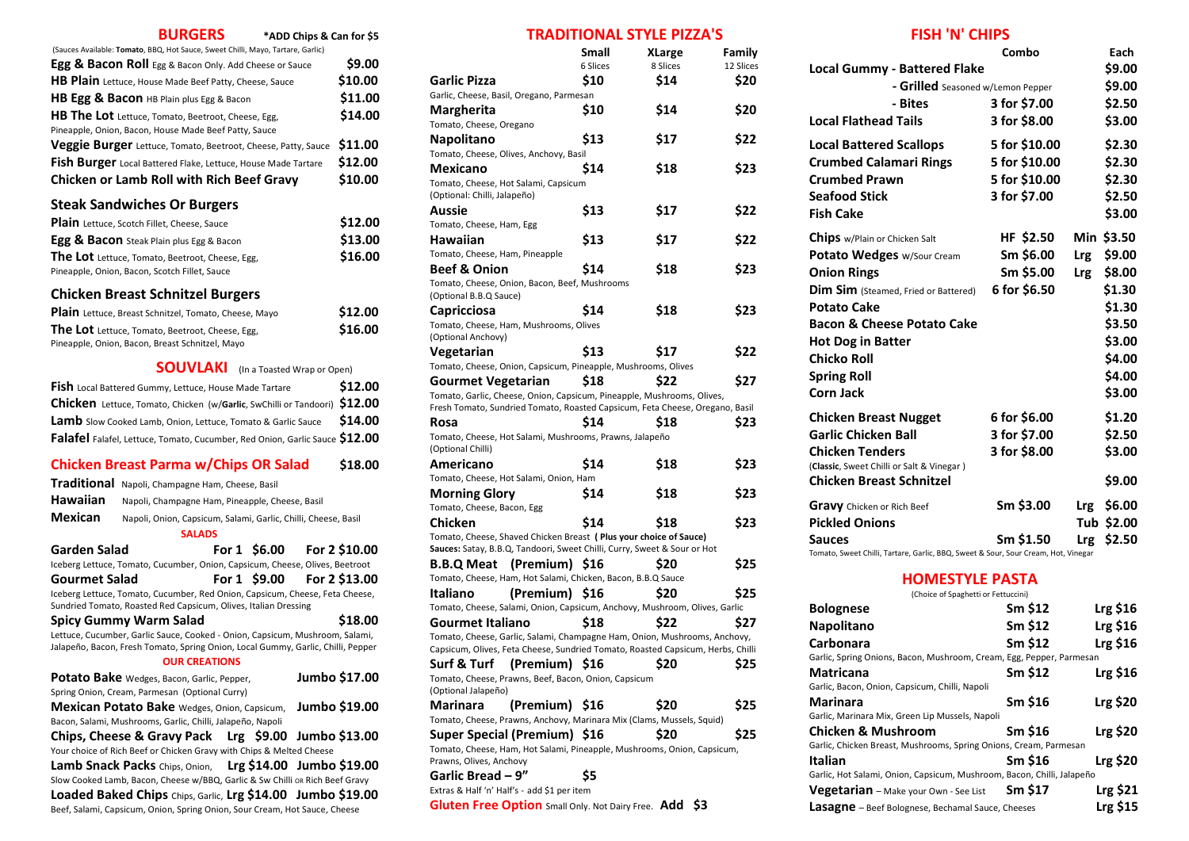## BURGERS

*ADD Chips & Can for $5

(Sauces Available: **Tomato**, BBQ, Hot Sauce, Sweet Chilli, Mayo, Tartare, Garlic)

| Item | Price |
|---|---|
| **Egg & Bacon Roll** Egg & Bacon Only. Add Cheese or Sauce | $9.00 |
| **HB Plain** Lettuce, House Made Beef Patty, Cheese, Sauce | $10.00 |
| **HB Egg & Bacon** HB Plain plus Egg & Bacon | $11.00 |
| **HB The Lot** Lettuce, Tomato, Beetroot, Cheese, Egg, Pineapple, Onion, Bacon, House Made Beef Patty, Sauce | $14.00 |
| **Veggie Burger** Lettuce, Tomato, Beetroot, Cheese, Patty, Sauce | $11.00 |
| **Fish Burger** Local Battered Flake, Lettuce, House Made Tartare | $12.00 |
| **Chicken or Lamb Roll with Rich Beef Gravy** | $10.00 |

### Steak Sandwiches Or Burgers

| Item | Price |
|---|---|
| **Plain** Lettuce, Scotch Fillet, Cheese, Sauce | $12.00 |
| **Egg & Bacon** Steak Plain plus Egg & Bacon | $13.00 |
| **The Lot** Lettuce, Tomato, Beetroot, Cheese, Egg, Pineapple, Onion, Bacon, Scotch Fillet, Sauce | $16.00 |

### Chicken Breast Schnitzel Burgers

| Item | Price |
|---|---|
| **Plain** Lettuce, Breast Schnitzel, Tomato, Cheese, Mayo | $12.00 |
| **The Lot** Lettuce, Tomato, Beetroot, Cheese, Egg, Pineapple, Onion, Bacon, Breast Schnitzel, Mayo | $16.00 |

## SOUVLAKI (In a Toasted Wrap or Open)

| Item | Price |
|---|---|
| **Fish** Local Battered Gummy, Lettuce, House Made Tartare | $12.00 |
| **Chicken** Lettuce, Tomato, Chicken (w/**Garlic**, SwChilli or Tandoori) | $12.00 |
| **Lamb** Slow Cooked Lamb, Onion, Lettuce, Tomato & Garlic Sauce | $14.00 |
| **Falafel** Falafel, Lettuce, Tomato, Cucumber, Red Onion, Garlic Sauce | $12.00 |

## Chicken Breast Parma w/Chips OR Salad — $18.00

- **Traditional** Napoli, Champagne Ham, Cheese, Basil
- **Hawaiian** Napoli, Champagne Ham, Pineapple, Cheese, Basil
- **Mexican** Napoli, Onion, Capsicum, Salami, Garlic, Chilli, Cheese, Basil

### SALADS

| Item | For 1 | For 2 |
|---|---|---|
| **Garden Salad** Iceberg Lettuce, Tomato, Cucumber, Onion, Capsicum, Cheese, Olives, Beetroot | $6.00 | $10.00 |
| **Gourmet Salad** Iceberg Lettuce, Tomato, Cucumber, Red Onion, Capsicum, Cheese, Feta Cheese, Sundried Tomato, Roasted Red Capsicum, Olives, Italian Dressing | $9.00 | $13.00 |

**Spicy Gummy Warm Salad** — $18.00
Lettuce, Cucumber, Garlic Sauce, Cooked - Onion, Capsicum, Mushroom, Salami, Jalapeño, Bacon, Fresh Tomato, Spring Onion, Local Gummy, Garlic, Chilli, Pepper

### OUR CREATIONS

| Item | Lrg | Jumbo |
|---|---|---|
| **Potato Bake** Wedges, Bacon, Garlic, Pepper, Spring Onion, Cream, Parmesan (Optional Curry) | | $17.00 |
| **Mexican Potato Bake** Wedges, Onion, Capsicum, Bacon, Salami, Mushrooms, Garlic, Chilli, Jalapeño, Napoli | | $19.00 |
| **Chips, Cheese & Gravy Pack** Your choice of Rich Beef or Chicken Gravy with Chips & Melted Cheese | $9.00 | $13.00 |
| **Lamb Snack Packs** Chips, Onion, Slow Cooked Lamb, Bacon, Cheese w/BBQ, Garlic & Sw Chilli OR Rich Beef Gravy | $14.00 | $19.00 |
| **Loaded Baked Chips** Chips, Garlic, Beef, Salami, Capsicum, Onion, Spring Onion, Sour Cream, Hot Sauce, Cheese | $14.00 | $19.00 |

## TRADITIONAL STYLE PIZZA'S

| Pizza | Small (6 Slices) | XLarge (8 Slices) | Family (12 Slices) |
|---|---|---|---|
| **Garlic Pizza** Garlic, Cheese, Basil, Oregano, Parmesan | $10 | $14 | $20 |
| **Margherita** Tomato, Cheese, Oregano | $10 | $14 | $20 |
| **Napolitano** Tomato, Cheese, Olives, Anchovy, Basil | $13 | $17 | $22 |
| **Mexicano** Tomato, Cheese, Hot Salami, Capsicum (Optional: Chilli, Jalapeño) | $14 | $18 | $23 |
| **Aussie** Tomato, Cheese, Ham, Egg | $13 | $17 | $22 |
| **Hawaiian** Tomato, Cheese, Ham, Pineapple | $13 | $17 | $22 |
| **Beef & Onion** Tomato, Cheese, Onion, Bacon, Beef, Mushrooms (Optional B.B.Q Sauce) | $14 | $18 | $23 |
| **Capricciosa** Tomato, Cheese, Ham, Mushrooms, Olives (Optional Anchovy) | $14 | $18 | $23 |
| **Vegetarian** Tomato, Cheese, Onion, Capsicum, Pineapple, Mushrooms, Olives | $13 | $17 | $22 |
| **Gourmet Vegetarian** Tomato, Garlic, Cheese, Onion, Capsicum, Pineapple, Mushrooms, Olives, Fresh Tomato, Sundried Tomato, Roasted Capsicum, Feta Cheese, Oregano, Basil | $18 | $22 | $27 |
| **Rosa** Tomato, Cheese, Hot Salami, Mushrooms, Prawns, Jalapeño (Optional Chilli) | $14 | $18 | $23 |
| **Americano** Tomato, Cheese, Hot Salami, Onion, Ham | $14 | $18 | $23 |
| **Morning Glory** Tomato, Cheese, Bacon, Egg | $14 | $18 | $23 |
| **Chicken** Tomato, Cheese, Shaved Chicken Breast **( Plus your choice of Sauce) Sauces:** Satay, B.B.Q, Tandoori, Sweet Chilli, Curry, Sweet & Sour or Hot | $14 | $18 | $23 |
| **B.B.Q Meat (Premium)** Tomato, Cheese, Ham, Hot Salami, Chicken, Bacon, B.B.Q Sauce | $16 | $20 | $25 |
| **Italiano (Premium)** Tomato, Cheese, Salami, Onion, Capsicum, Anchovy, Mushroom, Olives, Garlic | $16 | $20 | $25 |
| **Gourmet Italiano** Tomato, Cheese, Garlic, Salami, Champagne Ham, Onion, Mushrooms, Anchovy, Capsicum, Olives, Feta Cheese, Sundried Tomato, Roasted Capsicum, Herbs, Chilli | $18 | $22 | $27 |
| **Surf & Turf (Premium)** Tomato, Cheese, Prawns, Beef, Bacon, Onion, Capsicum (Optional Jalapeño) | $16 | $20 | $25 |
| **Marinara (Premium)** Tomato, Cheese, Prawns, Anchovy, Marinara Mix (Clams, Mussels, Squid) | $16 | $20 | $25 |
| **Super Special (Premium)** Tomato, Cheese, Ham, Hot Salami, Pineapple, Mushrooms, Onion, Capsicum, Prawns, Olives, Anchovy | $16 | $20 | $25 |
| **Garlic Bread – 9"** | $5 | | |

Extras & Half 'n' Half's - add $1 per item

**Gluten Free Option** Small Only. Not Dairy Free. **Add $3**

## FISH 'N' CHIPS

| Item | Combo | Each |
|---|---|---|
| **Local Gummy - Battered Flake** | | $9.00 |
| **- Grilled** Seasoned w/Lemon Pepper | | $9.00 |
| **- Bites** | 3 for $7.00 | $2.50 |
| **Local Flathead Tails** | 3 for $8.00 | $3.00 |
| **Local Battered Scallops** | 5 for $10.00 | $2.30 |
| **Crumbed Calamari Rings** | 5 for $10.00 | $2.30 |
| **Crumbed Prawn** | 5 for $10.00 | $2.30 |
| **Seafood Stick** | 3 for $7.00 | $2.50 |
| **Fish Cake** | | $3.00 |
| **Chips** w/Plain or Chicken Salt | HF $2.50 | Min $3.50 |
| **Potato Wedges** w/Sour Cream | Sm $6.00 | Lrg $9.00 |
| **Onion Rings** | Sm $5.00 | Lrg $8.00 |
| **Dim Sim** (Steamed, Fried or Battered) | 6 for $6.50 | $1.30 |
| **Potato Cake** | | $1.30 |
| **Bacon & Cheese Potato Cake** | | $3.50 |
| **Hot Dog in Batter** | | $3.00 |
| **Chicko Roll** | | $4.00 |
| **Spring Roll** | | $4.00 |
| **Corn Jack** | | $3.00 |
| **Chicken Breast Nugget** | 6 for $6.00 | $1.20 |
| **Garlic Chicken Ball** | 3 for $7.00 | $2.50 |
| **Chicken Tenders** (**Classic**, Sweet Chilli or Salt & Vinegar ) | 3 for $8.00 | $3.00 |
| **Chicken Breast Schnitzel** | | $9.00 |
| **Gravy** Chicken or Rich Beef | Sm $3.00 | Lrg $6.00 |
| **Pickled Onions** | | Tub $2.00 |
| **Sauces** | Sm $1.50 | Lrg $2.50 |

Tomato, Sweet Chilli, Tartare, Garlic, BBQ, Sweet & Sour, Sour Cream, Hot, Vinegar

## HOMESTYLE PASTA

(Choice of Spaghetti or Fettuccini)

| Pasta | Sm | Lrg |
|---|---|---|
| **Bolognese** | $12 | $16 |
| **Napolitano** | $12 | $16 |
| **Carbonara** Garlic, Spring Onions, Bacon, Mushroom, Cream, Egg, Pepper, Parmesan | $12 | $16 |
| **Matricana** Garlic, Bacon, Onion, Capsicum, Chilli, Napoli | $12 | $16 |
| **Marinara** Garlic, Marinara Mix, Green Lip Mussels, Napoli | $16 | $20 |
| **Chicken & Mushroom** Garlic, Chicken Breast, Mushrooms, Spring Onions, Cream, Parmesan | $16 | $20 |
| **Italian** Garlic, Hot Salami, Onion, Capsicum, Mushroom, Bacon, Chilli, Jalapeño | $16 | $20 |
| **Vegetarian** – Make your Own - See List | $17 | $21 |
| **Lasagne** – Beef Bolognese, Bechamal Sauce, Cheeses | | $15 |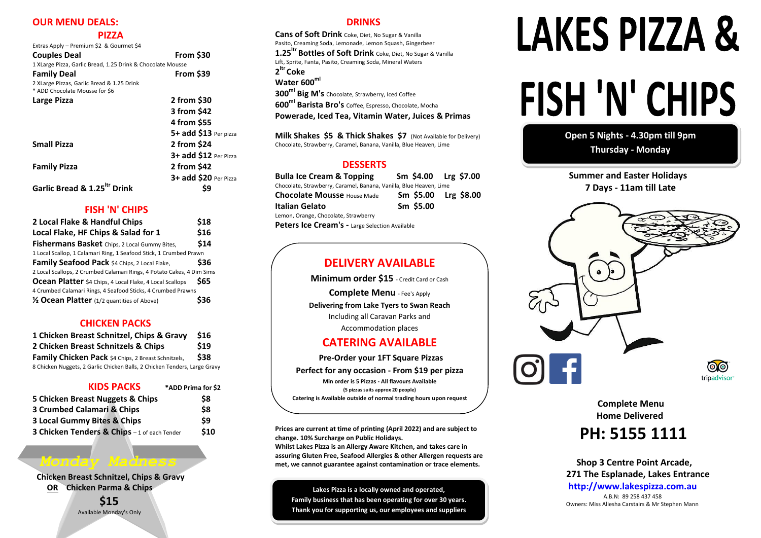# LAKES PIZZA & FISH 'N' CHIPS

**Open 5 Nights - 4.30pm till 9pm**
**Thursday - Monday**

**Summer and Easter Holidays**
**7 Days - 11am till Late**

## OUR MENU DEALS:

### PIZZA

Extras Apply – Premium $2 & Gourmet $4

| | |
|---|---|
| **Couples Deal** | **From $30** |
| 1 XLarge Pizza, Garlic Bread, 1.25 Drink & Chocolate Mousse | |
| **Family Deal** | **From $39** |
| 2 XLarge Pizzas, Garlic Bread & 1.25 Drink * ADD Chocolate Mousse for $6 | |
| **Large Pizza** | **2 from $30** |
| | **3 from $42** |
| | **4 from $55** |
| | **5+ add $13** Per pizza |
| **Small Pizza** | **2 from $24** |
| | **3+ add $12** Per Pizza |
| **Family Pizza** | **2 from $42** |
| | **3+ add $20** Per Pizza |
| **Garlic Bread & 1.25ltr Drink** | **$9** |

### FISH 'N' CHIPS

| | |
|---|---|
| **2 Local Flake & Handful Chips** | **$18** |
| **Local Flake, HF Chips & Salad for 1** | **$16** |
| **Fishermans Basket** Chips, 2 Local Gummy Bites, 1 Local Scallop, 1 Calamari Ring, 1 Seafood Stick, 1 Crumbed Prawn | **$14** |
| **Family Seafood Pack** $4 Chips, 2 Local Flake, 2 Local Scallops, 2 Crumbed Calamari Rings, 4 Potato Cakes, 4 Dim Sims | **$36** |
| **Ocean Platter** $4 Chips, 4 Local Flake, 4 Local Scallops 4 Crumbed Calamari Rings, 4 Seafood Sticks, 4 Crumbed Prawns | **$65** |
| **½ Ocean Platter** (1/2 quantities of Above) | **$36** |

### CHICKEN PACKS

| | |
|---|---|
| **1 Chicken Breast Schnitzel, Chips & Gravy** | **$16** |
| **2 Chicken Breast Schnitzels & Chips** | **$19** |
| **Family Chicken Pack** $4 Chips, 2 Breast Schnitzels, 8 Chicken Nuggets, 2 Garlic Chicken Balls, 2 Chicken Tenders, Large Gravy | **$38** |

### KIDS PACKS

**\*ADD Prima for $2**

| | |
|---|---|
| **5 Chicken Breast Nuggets & Chips** | **$8** |
| **3 Crumbed Calamari & Chips** | **$8** |
| **3 Local Gummy Bites & Chips** | **$9** |
| **3 Chicken Tenders & Chips** – 1 of each Tender | **$10** |

### *Monday Madness*

**Chicken Breast Schnitzel, Chips & Gravy**
**OR Chicken Parma & Chips**
**$15**
Available Monday's Only

### DRINKS

**Cans of Soft Drink** Coke, Diet, No Sugar & Vanilla Pasito, Creaming Soda, Lemonade, Lemon Squash, Gingerbeer
**1.25ltr Bottles of Soft Drink** Coke, Diet, No Sugar & Vanilla Lift, Sprite, Fanta, Pasito, Creaming Soda, Mineral Waters
**2ltr Coke**
**Water 600ml**
**300ml Big M's** Chocolate, Strawberry, Iced Coffee
**600ml Barista Bro's** Coffee, Espresso, Chocolate, Mocha
**Powerade, Iced Tea, Vitamin Water, Juices & Primas**

**Milk Shakes $5 & Thick Shakes $7** (Not Available for Delivery)
Chocolate, Strawberry, Caramel, Banana, Vanilla, Blue Heaven, Lime

### DESSERTS

| | | |
|---|---|---|
| **Bulla Ice Cream & Topping** | **Sm $4.00** | **Lrg $7.00** |
| Chocolate, Strawberry, Caramel, Banana, Vanilla, Blue Heaven, Lime | | |
| **Chocolate Mousse** House Made | **Sm $5.00** | **Lrg $8.00** |
| **Italian Gelato** | **Sm $5.00** | |
| Lemon, Orange, Chocolate, Strawberry | | |
| **Peters Ice Cream's** - Large Selection Available | | |

### DELIVERY AVAILABLE

**Minimum order $15** - Credit Card or Cash
**Complete Menu** - Fee's Apply
**Delivering from Lake Tyers to Swan Reach**
Including all Caravan Parks and Accommodation places

### CATERING AVAILABLE

**Pre-Order your 1FT Square Pizzas**
**Perfect for any occasion - From $19 per pizza**
**Min order is 5 Pizzas - All flavours Available**
**(5 pizzas suits approx 20 people)**
**Catering is Available outside of normal trading hours upon request**

**Prices are current at time of printing (April 2022) and are subject to change. 10% Surcharge on Public Holidays.**
**Whilst Lakes Pizza is an Allergy Aware Kitchen, and takes care in assuring Gluten Free, Seafood Allergies & other Allergen requests are met, we cannot guarantee against contamination or trace elements.**

**Lakes Pizza is a locally owned and operated, Family business that has been operating for over 30 years. Thank you for supporting us, our employees and suppliers**

**Complete Menu**
**Home Delivered**
## PH: 5155 1111

**Shop 3 Centre Point Arcade,**
**271 The Esplanade, Lakes Entrance**
**http://www.lakespizza.com.au**
A.B.N: 89 258 437 458
Owners: Miss Aliesha Carstairs & Mr Stephen Mann